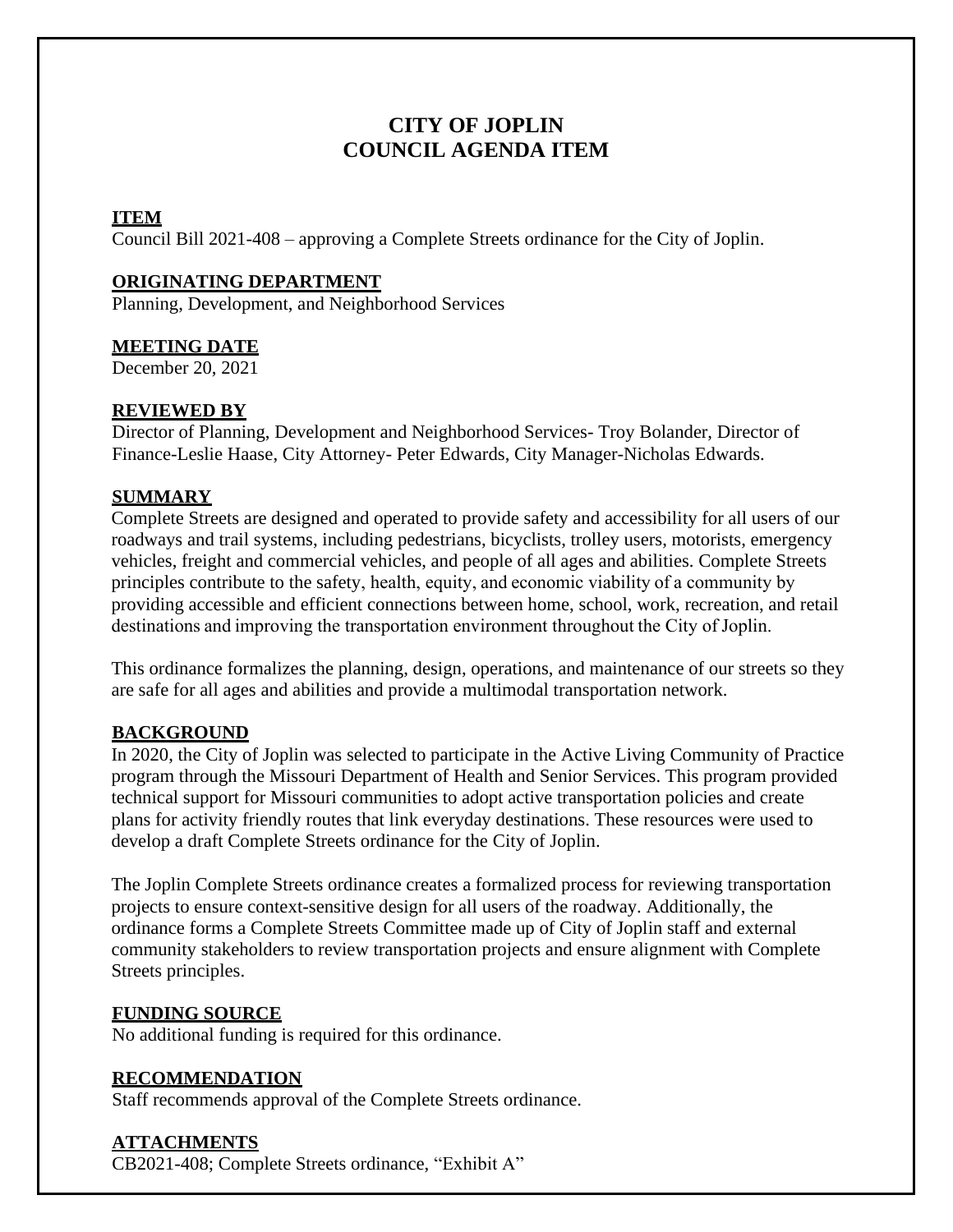# CITY OF JOPLIN
# COUNCIL AGENDA ITEM

## ITEM

Council Bill 2021-408 – approving a Complete Streets ordinance for the City of Joplin.

## ORIGINATING DEPARTMENT

Planning, Development, and Neighborhood Services

## MEETING DATE

December 20, 2021

## REVIEWED BY

Director of Planning, Development and Neighborhood Services- Troy Bolander, Director of Finance-Leslie Haase, City Attorney- Peter Edwards, City Manager-Nicholas Edwards.

## SUMMARY

Complete Streets are designed and operated to provide safety and accessibility for all users of our roadways and trail systems, including pedestrians, bicyclists, trolley users, motorists, emergency vehicles, freight and commercial vehicles, and people of all ages and abilities. Complete Streets principles contribute to the safety, health, equity, and economic viability of a community by providing accessible and efficient connections between home, school, work, recreation, and retail destinations and improving the transportation environment throughout the City of Joplin.

This ordinance formalizes the planning, design, operations, and maintenance of our streets so they are safe for all ages and abilities and provide a multimodal transportation network.

## BACKGROUND

In 2020, the City of Joplin was selected to participate in the Active Living Community of Practice program through the Missouri Department of Health and Senior Services. This program provided technical support for Missouri communities to adopt active transportation policies and create plans for activity friendly routes that link everyday destinations. These resources were used to develop a draft Complete Streets ordinance for the City of Joplin.

The Joplin Complete Streets ordinance creates a formalized process for reviewing transportation projects to ensure context-sensitive design for all users of the roadway. Additionally, the ordinance forms a Complete Streets Committee made up of City of Joplin staff and external community stakeholders to review transportation projects and ensure alignment with Complete Streets principles.

## FUNDING SOURCE

No additional funding is required for this ordinance.

## RECOMMENDATION

Staff recommends approval of the Complete Streets ordinance.

## ATTACHMENTS

CB2021-408; Complete Streets ordinance, "Exhibit A"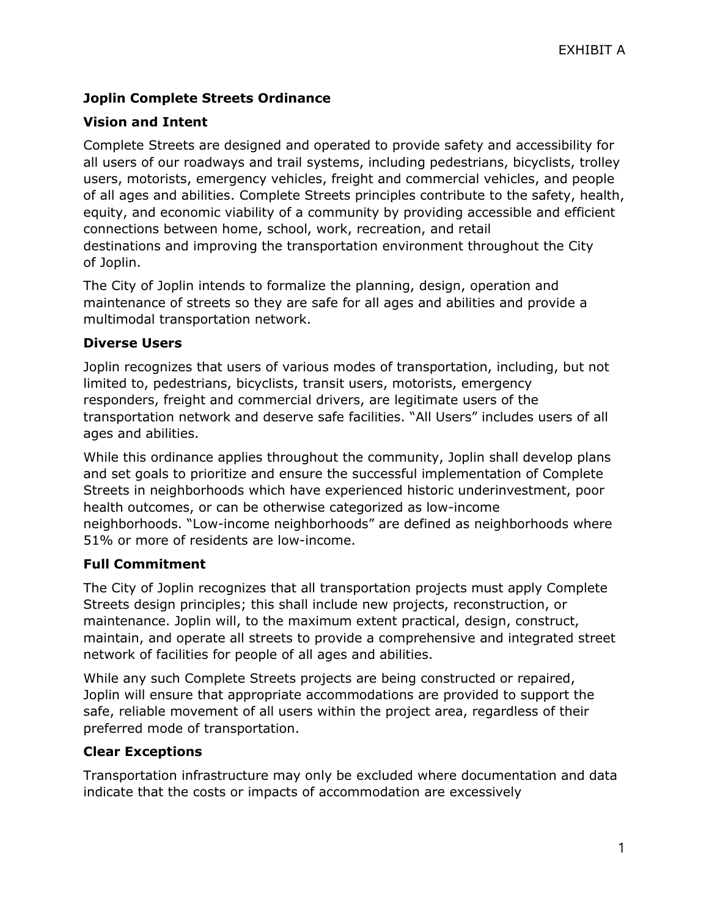EXHIBIT A

**Joplin Complete Streets Ordinance**

**Vision and Intent**

Complete Streets are designed and operated to provide safety and accessibility for all users of our roadways and trail systems, including pedestrians, bicyclists, trolley users, motorists, emergency vehicles, freight and commercial vehicles, and people of all ages and abilities. Complete Streets principles contribute to the safety, health, equity, and economic viability of a community by providing accessible and efficient connections between home, school, work, recreation, and retail destinations and improving the transportation environment throughout the City of Joplin.

The City of Joplin intends to formalize the planning, design, operation and maintenance of streets so they are safe for all ages and abilities and provide a multimodal transportation network.

**Diverse Users**

Joplin recognizes that users of various modes of transportation, including, but not limited to, pedestrians, bicyclists, transit users, motorists, emergency responders, freight and commercial drivers, are legitimate users of the transportation network and deserve safe facilities. "All Users" includes users of all ages and abilities.

While this ordinance applies throughout the community, Joplin shall develop plans and set goals to prioritize and ensure the successful implementation of Complete Streets in neighborhoods which have experienced historic underinvestment, poor health outcomes, or can be otherwise categorized as low-income neighborhoods. "Low-income neighborhoods" are defined as neighborhoods where 51% or more of residents are low-income.

**Full Commitment**

The City of Joplin recognizes that all transportation projects must apply Complete Streets design principles; this shall include new projects, reconstruction, or maintenance. Joplin will, to the maximum extent practical, design, construct, maintain, and operate all streets to provide a comprehensive and integrated street network of facilities for people of all ages and abilities.

While any such Complete Streets projects are being constructed or repaired, Joplin will ensure that appropriate accommodations are provided to support the safe, reliable movement of all users within the project area, regardless of their preferred mode of transportation.

**Clear Exceptions**

Transportation infrastructure may only be excluded where documentation and data indicate that the costs or impacts of accommodation are excessively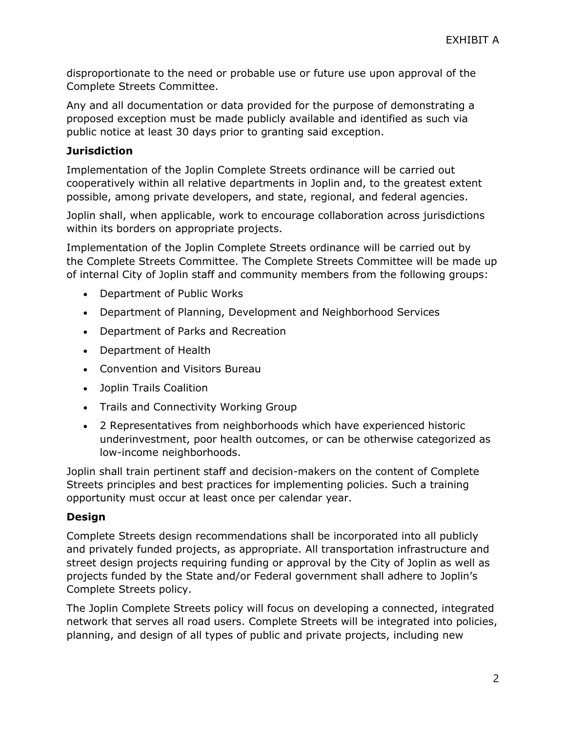disproportionate to the need or probable use or future use upon approval of the Complete Streets Committee.

Any and all documentation or data provided for the purpose of demonstrating a proposed exception must be made publicly available and identified as such via public notice at least 30 days prior to granting said exception.

### Jurisdiction

Implementation of the Joplin Complete Streets ordinance will be carried out cooperatively within all relative departments in Joplin and, to the greatest extent possible, among private developers, and state, regional, and federal agencies.

Joplin shall, when applicable, work to encourage collaboration across jurisdictions within its borders on appropriate projects.

Implementation of the Joplin Complete Streets ordinance will be carried out by the Complete Streets Committee. The Complete Streets Committee will be made up of internal City of Joplin staff and community members from the following groups:

- Department of Public Works
- Department of Planning, Development and Neighborhood Services
- Department of Parks and Recreation
- Department of Health
- Convention and Visitors Bureau
- Joplin Trails Coalition
- Trails and Connectivity Working Group
- 2 Representatives from neighborhoods which have experienced historic underinvestment, poor health outcomes, or can be otherwise categorized as low-income neighborhoods.

Joplin shall train pertinent staff and decision-makers on the content of Complete Streets principles and best practices for implementing policies. Such a training opportunity must occur at least once per calendar year.

### Design

Complete Streets design recommendations shall be incorporated into all publicly and privately funded projects, as appropriate. All transportation infrastructure and street design projects requiring funding or approval by the City of Joplin as well as projects funded by the State and/or Federal government shall adhere to Joplin's Complete Streets policy.

The Joplin Complete Streets policy will focus on developing a connected, integrated network that serves all road users. Complete Streets will be integrated into policies, planning, and design of all types of public and private projects, including new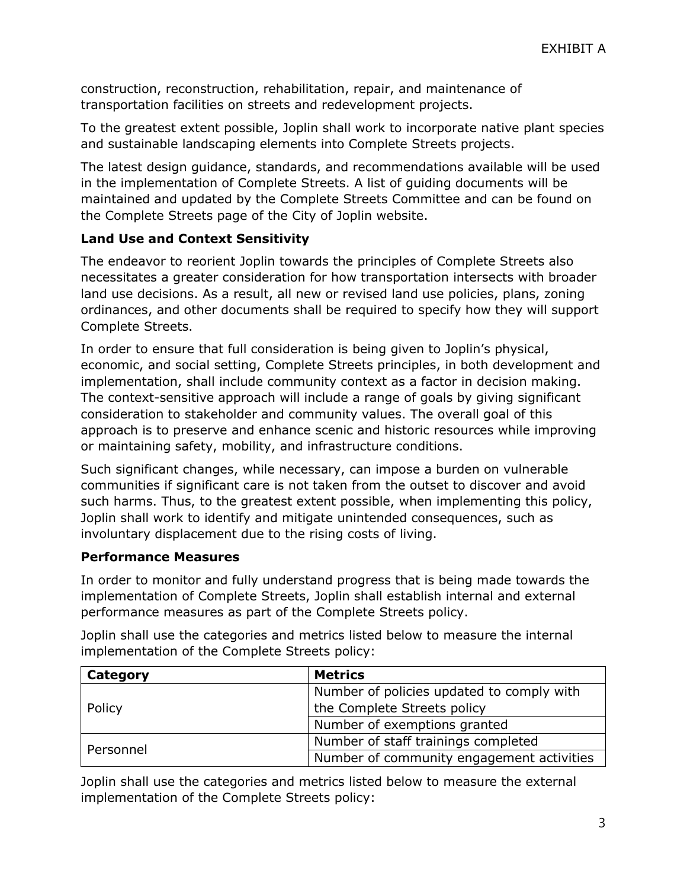construction, reconstruction, rehabilitation, repair, and maintenance of transportation facilities on streets and redevelopment projects.

To the greatest extent possible, Joplin shall work to incorporate native plant species and sustainable landscaping elements into Complete Streets projects.

The latest design guidance, standards, and recommendations available will be used in the implementation of Complete Streets. A list of guiding documents will be maintained and updated by the Complete Streets Committee and can be found on the Complete Streets page of the City of Joplin website.

**Land Use and Context Sensitivity**

The endeavor to reorient Joplin towards the principles of Complete Streets also necessitates a greater consideration for how transportation intersects with broader land use decisions. As a result, all new or revised land use policies, plans, zoning ordinances, and other documents shall be required to specify how they will support Complete Streets.

In order to ensure that full consideration is being given to Joplin's physical, economic, and social setting, Complete Streets principles, in both development and implementation, shall include community context as a factor in decision making. The context-sensitive approach will include a range of goals by giving significant consideration to stakeholder and community values. The overall goal of this approach is to preserve and enhance scenic and historic resources while improving or maintaining safety, mobility, and infrastructure conditions.

Such significant changes, while necessary, can impose a burden on vulnerable communities if significant care is not taken from the outset to discover and avoid such harms. Thus, to the greatest extent possible, when implementing this policy, Joplin shall work to identify and mitigate unintended consequences, such as involuntary displacement due to the rising costs of living.

**Performance Measures**

In order to monitor and fully understand progress that is being made towards the implementation of Complete Streets, Joplin shall establish internal and external performance measures as part of the Complete Streets policy.

Joplin shall use the categories and metrics listed below to measure the internal implementation of the Complete Streets policy:

| Category | Metrics |
|---|---|
| Policy | Number of policies updated to comply with the Complete Streets policy |
| | Number of exemptions granted |
| Personnel | Number of staff trainings completed |
| | Number of community engagement activities |

Joplin shall use the categories and metrics listed below to measure the external implementation of the Complete Streets policy: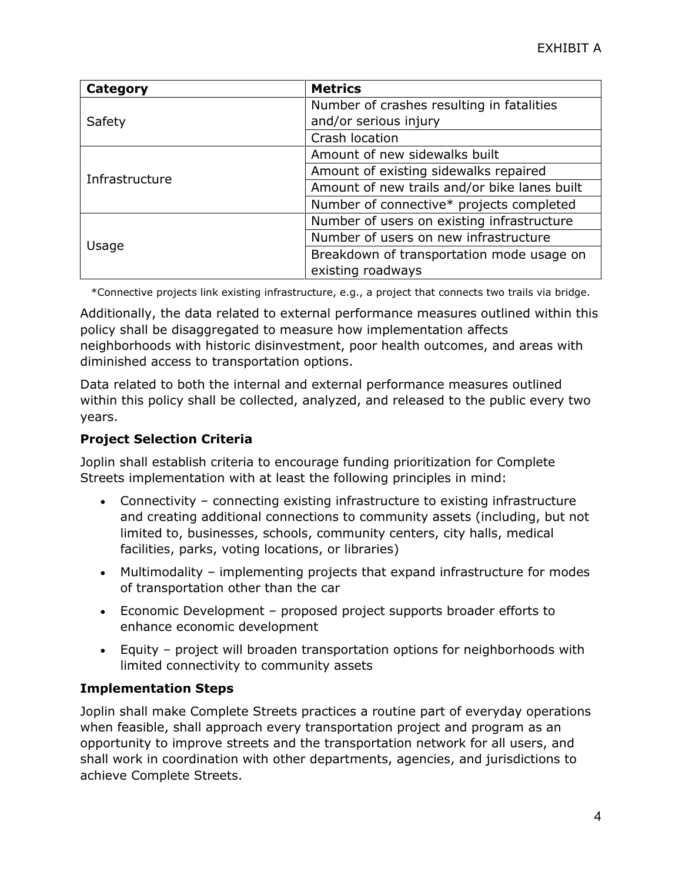EXHIBIT A

| Category | Metrics |
| --- | --- |
| Safety | Number of crashes resulting in fatalities and/or serious injury |
| | Crash location |
| Infrastructure | Amount of new sidewalks built |
| | Amount of existing sidewalks repaired |
| | Amount of new trails and/or bike lanes built |
| | Number of connective* projects completed |
| Usage | Number of users on existing infrastructure |
| | Number of users on new infrastructure |
| | Breakdown of transportation mode usage on existing roadways |

*Connective projects link existing infrastructure, e.g., a project that connects two trails via bridge.

Additionally, the data related to external performance measures outlined within this policy shall be disaggregated to measure how implementation affects neighborhoods with historic disinvestment, poor health outcomes, and areas with diminished access to transportation options.

Data related to both the internal and external performance measures outlined within this policy shall be collected, analyzed, and released to the public every two years.

### Project Selection Criteria

Joplin shall establish criteria to encourage funding prioritization for Complete Streets implementation with at least the following principles in mind:

- Connectivity – connecting existing infrastructure to existing infrastructure and creating additional connections to community assets (including, but not limited to, businesses, schools, community centers, city halls, medical facilities, parks, voting locations, or libraries)
- Multimodality – implementing projects that expand infrastructure for modes of transportation other than the car
- Economic Development – proposed project supports broader efforts to enhance economic development
- Equity – project will broaden transportation options for neighborhoods with limited connectivity to community assets

### Implementation Steps

Joplin shall make Complete Streets practices a routine part of everyday operations when feasible, shall approach every transportation project and program as an opportunity to improve streets and the transportation network for all users, and shall work in coordination with other departments, agencies, and jurisdictions to achieve Complete Streets.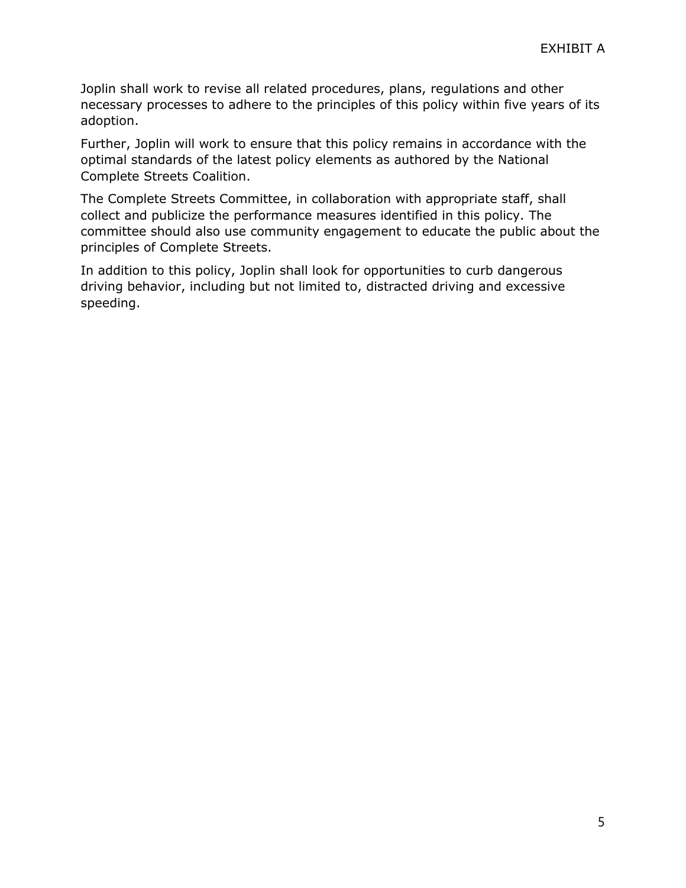Joplin shall work to revise all related procedures, plans, regulations and other necessary processes to adhere to the principles of this policy within five years of its adoption.

Further, Joplin will work to ensure that this policy remains in accordance with the optimal standards of the latest policy elements as authored by the National Complete Streets Coalition.

The Complete Streets Committee, in collaboration with appropriate staff, shall collect and publicize the performance measures identified in this policy. The committee should also use community engagement to educate the public about the principles of Complete Streets.

In addition to this policy, Joplin shall look for opportunities to curb dangerous driving behavior, including but not limited to, distracted driving and excessive speeding.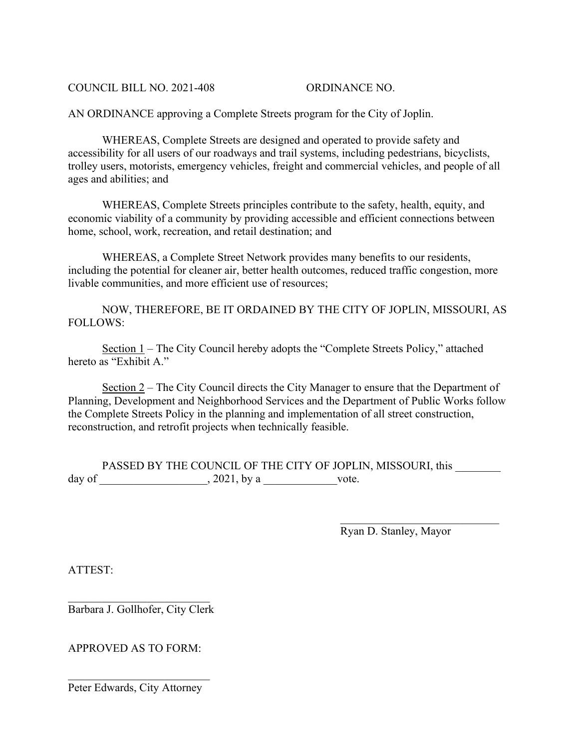COUNCIL BILL NO. 2021-408 ORDINANCE NO.

AN ORDINANCE approving a Complete Streets program for the City of Joplin.

WHEREAS, Complete Streets are designed and operated to provide safety and accessibility for all users of our roadways and trail systems, including pedestrians, bicyclists, trolley users, motorists, emergency vehicles, freight and commercial vehicles, and people of all ages and abilities; and

WHEREAS, Complete Streets principles contribute to the safety, health, equity, and economic viability of a community by providing accessible and efficient connections between home, school, work, recreation, and retail destination; and

WHEREAS, a Complete Street Network provides many benefits to our residents, including the potential for cleaner air, better health outcomes, reduced traffic congestion, more livable communities, and more efficient use of resources;

NOW, THEREFORE, BE IT ORDAINED BY THE CITY OF JOPLIN, MISSOURI, AS FOLLOWS:

Section 1 – The City Council hereby adopts the "Complete Streets Policy," attached hereto as "Exhibit A."

Section 2 – The City Council directs the City Manager to ensure that the Department of Planning, Development and Neighborhood Services and the Department of Public Works follow the Complete Streets Policy in the planning and implementation of all street construction, reconstruction, and retrofit projects when technically feasible.

PASSED BY THE COUNCIL OF THE CITY OF JOPLIN, MISSOURI, this ________ day of __________________, 2021, by a _____________vote.

____________________________
Ryan D. Stanley, Mayor

ATTEST:

_________________________
Barbara J. Gollhofer, City Clerk

APPROVED AS TO FORM:

_________________________
Peter Edwards, City Attorney